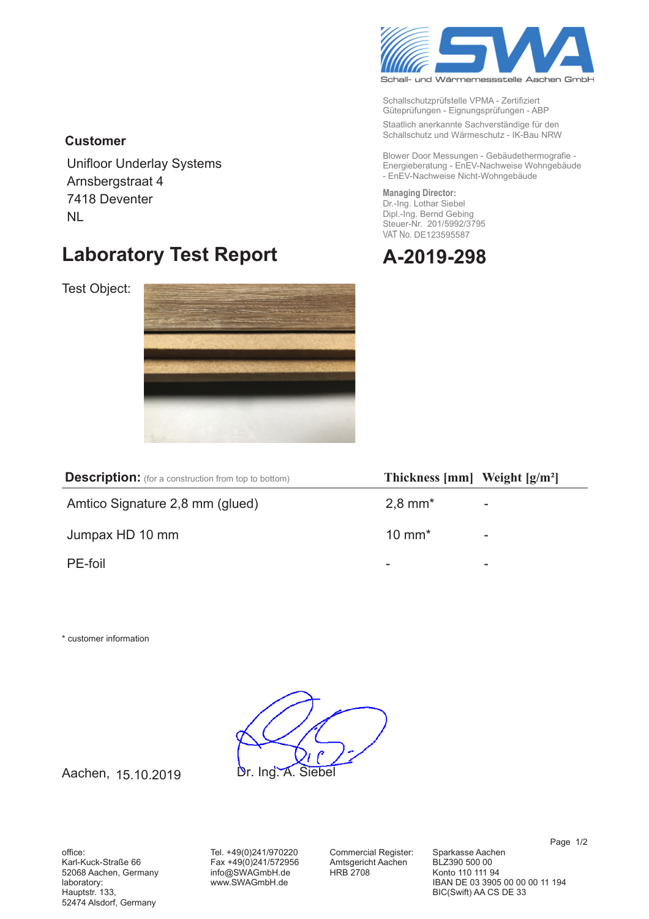Schall- und Wärmemessstelle Aachen GmbH

Schallschutzprüfstelle VPMA - Zertifiziert
Güteprüfungen - Eignungsprüfungen - ABP

Staatlich anerkannte Sachverständige für den Schallschutz und Wärmeschutz - IK-Bau NRW

Blower Door Messungen - Gebäudethermografie - Energieberatung - EnEV-Nachweise Wohngebäude - EnEV-Nachweise Nicht-Wohngebäude

**Managing Director:**
Dr.-Ing. Lothar Siebel
Dipl.-Ing. Bernd Gebing
Steuer-Nr. 201/5992/3795
VAT No. DE123595587

**Customer**

Unifloor Underlay Systems
Arnsbergstraat 4
7418 Deventer
NL

# Laboratory Test Report

# A-2019-298

Test Object:

| **Description:** (for a construction from top to bottom) | **Thickness [mm]** | **Weight [g/m²]** |
|---|---|---|
| Amtico Signature 2,8 mm (glued) | 2,8 mm* | - |
| Jumpax HD 10 mm | 10 mm* | - |
| PE-foil | - | - |

\* customer information

Aachen, 15.10.2019

Dr. Ing. A. Siebel

office:
Karl-Kuck-Straße 66
52068 Aachen, Germany
laboratory:
Hauptstr. 133,
52474 Alsdorf, Germany

Tel. +49(0)241/970220
Fax +49(0)241/572956
info@SWAGmbH.de
www.SWAGmbH.de

Commercial Register:
Amtsgericht Aachen
HRB 2708

Sparkasse Aachen
BLZ390 500 00
Konto 110 111 94
IBAN DE 03 3905 00 00 00 11 194
BIC(Swift) AA CS DE 33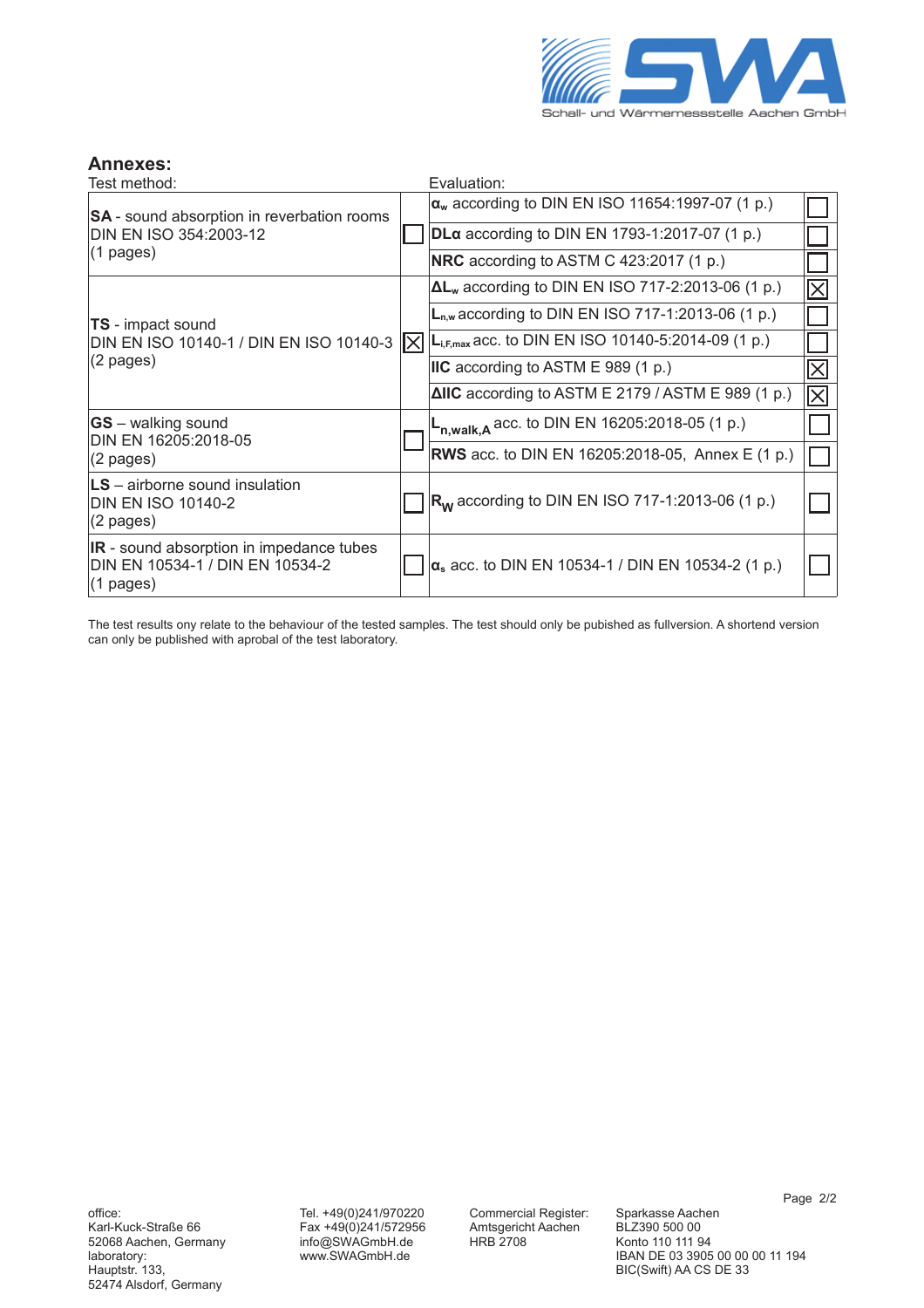## Annexes:

| Test method: | | Evaluation: | |
|---|---|---|---|
| **SA** - sound absorption in reverbation rooms DIN EN ISO 354:2003-12 (1 pages) | ☐ | $\alpha_w$ according to DIN EN ISO 11654:1997-07 (1 p.) | ☐ |
| | | **DLα** according to DIN EN 1793-1:2017-07 (1 p.) | ☐ |
| | | **NRC** according to ASTM C 423:2017 (1 p.) | ☐ |
| **TS** - impact sound DIN EN ISO 10140-1 / DIN EN ISO 10140-3 (2 pages) | ☒ | $\Delta L_w$ according to DIN EN ISO 717-2:2013-06 (1 p.) | ☒ |
| | | $L_{n,w}$ according to DIN EN ISO 717-1:2013-06 (1 p.) | ☐ |
| | | $L_{i,F,max}$ acc. to DIN EN ISO 10140-5:2014-09 (1 p.) | ☐ |
| | | **IIC** according to ASTM E 989 (1 p.) | ☒ |
| | | **ΔIIC** according to ASTM E 2179 / ASTM E 989 (1 p.) | ☒ |
| **GS** – walking sound DIN EN 16205:2018-05 (2 pages) | ☐ | $L_{n,walk,A}$ acc. to DIN EN 16205:2018-05 (1 p.) | ☐ |
| | | **RWS** acc. to DIN EN 16205:2018-05, Annex E (1 p.) | ☐ |
| **LS** – airborne sound insulation DIN EN ISO 10140-2 (2 pages) | ☐ | $R_W$ according to DIN EN ISO 717-1:2013-06 (1 p.) | ☐ |
| **IR** - sound absorption in impedance tubes DIN EN 10534-1 / DIN EN 10534-2 (1 pages) | ☐ | $\alpha_s$ acc. to DIN EN 10534-1 / DIN EN 10534-2 (1 p.) | ☐ |

The test results ony relate to the behaviour of the tested samples. The test should only be pubished as fullversion. A shortend version can only be published with aprobal of the test laboratory.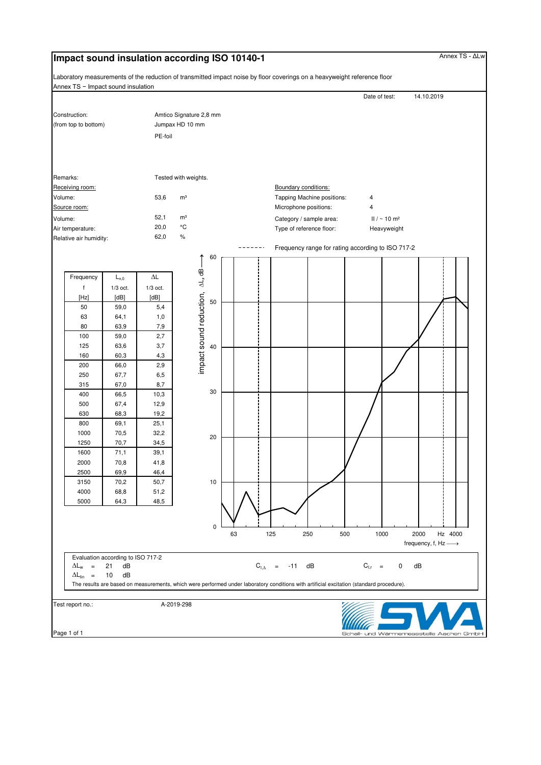# Impact sound insulation according ISO 10140-1

Annex TS - ΔLw

Laboratory measurements of the reduction of transmitted impact noise by floor coverings on a heavyweight reference floor

Annex TS − Impact sound insulation

Date of test: 14.10.2019

Construction: (from top to bottom)
- Amtico Signature 2,8 mm
- Jumpax HD 10 mm
- PE-foil

Remarks: Tested with weights.

**Receiving room:**
Volume: 53,6 m³

**Source room:**
Volume: 52,1 m³
Air temperature: 20,0 °C
Relative air humidity: 62,0 %

**Boundary conditions:**
Tapping Machine positions: 4
Microphone positions: 4
Category / sample area: II / ~ 10 m²
Type of reference floor: Heavyweight

| Frequency f [Hz] | $L_{n,0}$ 1/3 oct. [dB] | ΔL 1/3 oct. [dB] |
|---|---|---|
| 50 | 59,0 | 5,4 |
| 63 | 64,1 | 1,0 |
| 80 | 63,9 | 7,9 |
| 100 | 59,0 | 2,7 |
| 125 | 63,6 | 3,7 |
| 160 | 60,3 | 4,3 |
| 200 | 66,0 | 2,9 |
| 250 | 67,7 | 6,5 |
| 315 | 67,0 | 8,7 |
| 400 | 66,5 | 10,3 |
| 500 | 67,4 | 12,9 |
| 630 | 68,3 | 19,2 |
| 800 | 69,1 | 25,1 |
| 1000 | 70,5 | 32,2 |
| 1250 | 70,7 | 34,5 |
| 1600 | 71,1 | 39,1 |
| 2000 | 70,8 | 41,8 |
| 2500 | 69,9 | 46,4 |
| 3150 | 70,2 | 50,7 |
| 4000 | 68,8 | 51,2 |
| 5000 | 64,3 | 48,5 |

------- Frequency range for rating according to ISO 717-2

(Chart: impact sound reduction, ΔL, dB vs. frequency, f, Hz)

Evaluation according to ISO 717-2

$\Delta L_w$ = 21 dB  $C_{I,\Delta}$ = -11 dB  $C_{I,r}$ = 0 dB

$\Delta L_{lin}$ = 10 dB

The results are based on measurements, which were performed under laboratory conditions with artificial excitation (standard procedure).

Test report no.: A-2019-298

SWA Schall- und Wärmemessstelle Aachen GmbH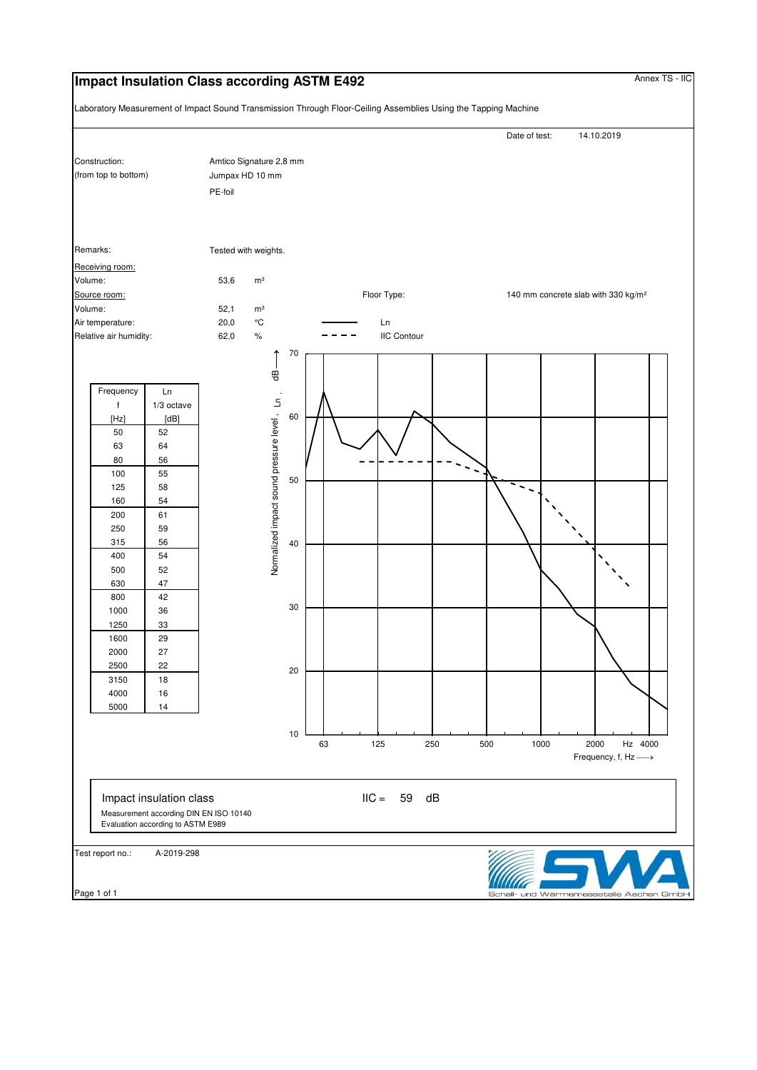# Impact Insulation Class according ASTM E492

Annex TS - IIC

Laboratory Measurement of Impact Sound Transmission Through Floor-Ceiling Assemblies Using the Tapping Machine

Date of test: 14.10.2019

Construction: (from top to bottom)
- Amtico Signature 2,8 mm
- Jumpax HD 10 mm
- PE-foil

Remarks: Tested with weights.

Receiving room:
Volume: 53,6 m³

Source room:
Volume: 52,1 m³
Air temperature: 20,0 °C
Relative air humidity: 62,0 %

Floor Type: 140 mm concrete slab with 330 kg/m²

| Frequency f [Hz] | Ln 1/3 octave [dB] |
|---|---|
| 50 | 52 |
| 63 | 64 |
| 80 | 56 |
| 100 | 55 |
| 125 | 58 |
| 160 | 54 |
| 200 | 61 |
| 250 | 59 |
| 315 | 56 |
| 400 | 54 |
| 500 | 52 |
| 630 | 47 |
| 800 | 42 |
| 1000 | 36 |
| 1250 | 33 |
| 1600 | 29 |
| 2000 | 27 |
| 2500 | 22 |
| 3150 | 18 |
| 4000 | 16 |
| 5000 | 14 |

Impact insulation class IIC = 59 dB

Measurement according DIN EN ISO 10140
Evaluation according to ASTM E989

Test report no.: A-2019-298

Schall- und Wärmemessstelle Aachen GmbH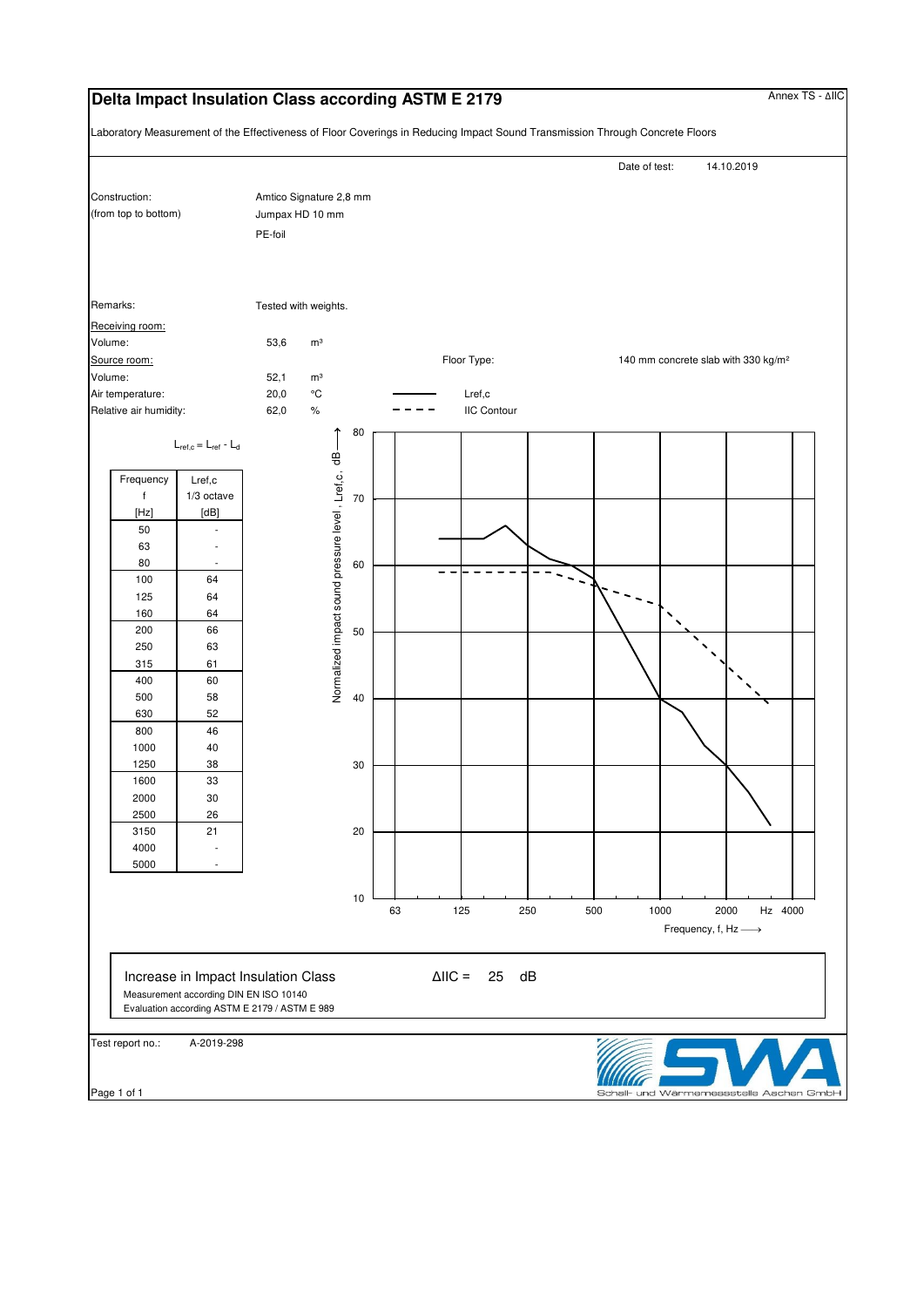# Delta Impact Insulation Class according ASTM E 2179

Annex TS - ΔIIC

Laboratory Measurement of the Effectiveness of Floor Coverings in Reducing Impact Sound Transmission Through Concrete Floors

Date of test: 14.10.2019

Construction: (from top to bottom)
Amtico Signature 2,8 mm
Jumpax HD 10 mm
PE-foil

Remarks: Tested with weights.

Receiving room:
Volume: 53,6 m³

Source room:
Volume: 52,1 m³
Air temperature: 20,0 °C
Relative air humidity: 62,0 %

Floor Type: 140 mm concrete slab with 330 kg/m²

$L_{ref,c} = L_{ref} - L_d$

| Frequency f [Hz] | Lref,c 1/3 octave [dB] |
|---|---|
| 50 | - |
| 63 | - |
| 80 | - |
| 100 | 64 |
| 125 | 64 |
| 160 | 64 |
| 200 | 66 |
| 250 | 63 |
| 315 | 61 |
| 400 | 60 |
| 500 | 58 |
| 630 | 52 |
| 800 | 46 |
| 1000 | 40 |
| 1250 | 38 |
| 1600 | 33 |
| 2000 | 30 |
| 2500 | 26 |
| 3150 | 21 |
| 4000 | - |
| 5000 | - |

Legend: —— Lref,c; - - - - IIC Contour

Normalized impact sound pressure level , Lref,c, dB ⟶

Frequency, f, Hz ⟶

**Increase in Impact Insulation Class** ΔIIC = 25 dB

Measurement according DIN EN ISO 10140
Evaluation according ASTM E 2179 / ASTM E 989

Test report no.: A-2019-298

SWA Schall- und Wärmemessstelle Aachen GmbH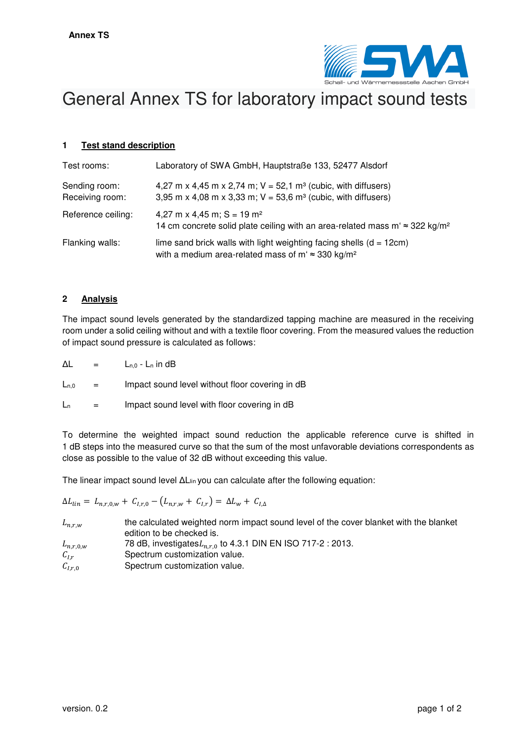**Annex TS**

# General Annex TS for laboratory impact sound tests

## 1 Test stand description

| | |
|---|---|
| Test rooms: | Laboratory of SWA GmbH, Hauptstraße 133, 52477 Alsdorf |
| Sending room:<br>Receiving room: | 4,27 m x 4,45 m x 2,74 m; V = 52,1 m³ (cubic, with diffusers)<br>3,95 m x 4,08 m x 3,33 m; V = 53,6 m³ (cubic, with diffusers) |
| Reference ceiling: | 4,27 m x 4,45 m; S = 19 m²<br>14 cm concrete solid plate ceiling with an area-related mass m' ≈ 322 kg/m² |
| Flanking walls: | lime sand brick walls with light weighting facing shells (d = 12cm)<br>with a medium area-related mass of m' ≈ 330 kg/m² |

## 2 Analysis

The impact sound levels generated by the standardized tapping machine are measured in the receiving room under a solid ceiling without and with a textile floor covering. From the measured values the reduction of impact sound pressure is calculated as follows:

$\Delta L$ = $L_{n,0}$ - $L_n$ in dB

$L_{n,0}$ = Impact sound level without floor covering in dB

$L_n$ = Impact sound level with floor covering in dB

To determine the weighted impact sound reduction the applicable reference curve is shifted in 1 dB steps into the measured curve so that the sum of the most unfavorable deviations correspondents as close as possible to the value of 32 dB without exceeding this value.

The linear impact sound level $\Delta L_{lin}$ you can calculate after the following equation:

$$\Delta L_{lin} = L_{n,r,0,w} + C_{I,r,0} - \left(L_{n,r,w} + C_{I,r}\right) = \Delta L_w + C_{I,\Delta}$$

$L_{n,r,w}$ the calculated weighted norm impact sound level of the cover blanket with the blanket edition to be checked is.

$L_{n,r,0,w}$ 78 dB, investigates $L_{n,r,0}$ to 4.3.1 DIN EN ISO 717-2 : 2013.

$C_{I,r}$ Spectrum customization value.

$C_{I,r,0}$ Spectrum customization value.

version. 0.2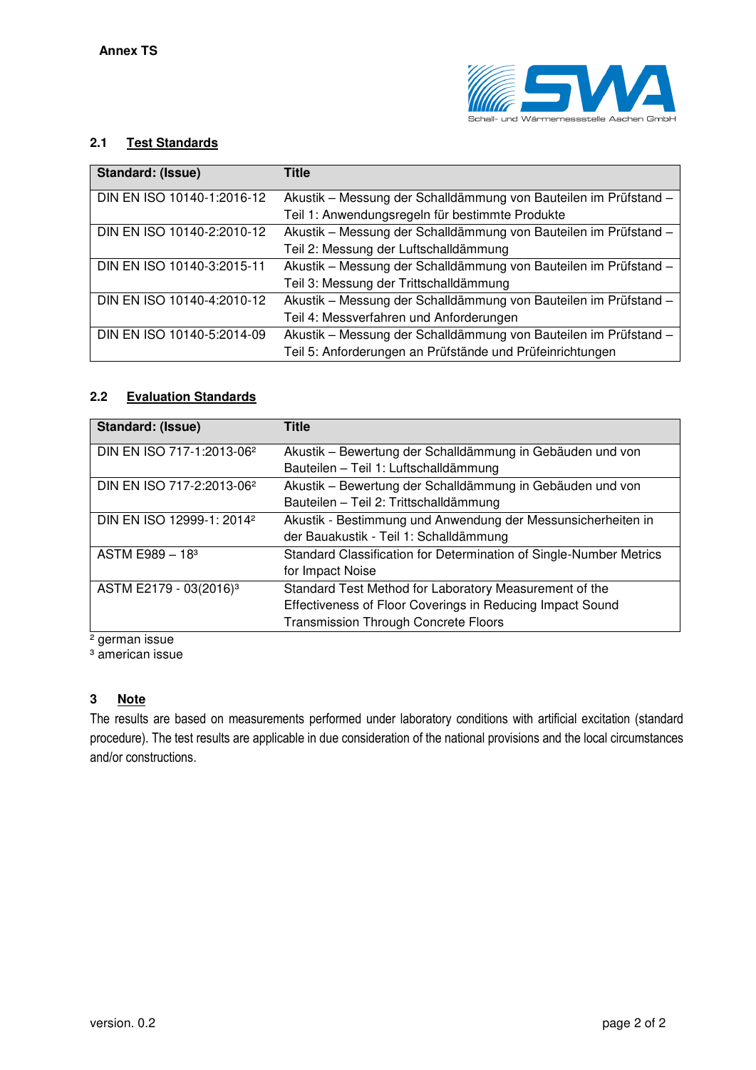**Annex TS**

## 2.1 Test Standards

| Standard: (Issue) | Title |
|---|---|
| DIN EN ISO 10140-1:2016-12 | Akustik – Messung der Schalldämmung von Bauteilen im Prüfstand – Teil 1: Anwendungsregeln für bestimmte Produkte |
| DIN EN ISO 10140-2:2010-12 | Akustik – Messung der Schalldämmung von Bauteilen im Prüfstand – Teil 2: Messung der Luftschalldämmung |
| DIN EN ISO 10140-3:2015-11 | Akustik – Messung der Schalldämmung von Bauteilen im Prüfstand – Teil 3: Messung der Trittschalldämmung |
| DIN EN ISO 10140-4:2010-12 | Akustik – Messung der Schalldämmung von Bauteilen im Prüfstand – Teil 4: Messverfahren und Anforderungen |
| DIN EN ISO 10140-5:2014-09 | Akustik – Messung der Schalldämmung von Bauteilen im Prüfstand – Teil 5: Anforderungen an Prüfstände und Prüfeinrichtungen |

## 2.2 Evaluation Standards

| Standard: (Issue) | Title |
|---|---|
| DIN EN ISO 717-1:2013-06[2] | Akustik – Bewertung der Schalldämmung in Gebäuden und von Bauteilen – Teil 1: Luftschalldämmung |
| DIN EN ISO 717-2:2013-06[2] | Akustik – Bewertung der Schalldämmung in Gebäuden und von Bauteilen – Teil 2: Trittschalldämmung |
| DIN EN ISO 12999-1: 2014[2] | Akustik - Bestimmung und Anwendung der Messunsicherheiten in der Bauakustik - Teil 1: Schalldämmung |
| ASTM E989 – 18[3] | Standard Classification for Determination of Single-Number Metrics for Impact Noise |
| ASTM E2179 - 03(2016)[3] | Standard Test Method for Laboratory Measurement of the Effectiveness of Floor Coverings in Reducing Impact Sound Transmission Through Concrete Floors |

[2] german issue
[3] american issue

## 3 Note

The results are based on measurements performed under laboratory conditions with artificial excitation (standard procedure). The test results are applicable in due consideration of the national provisions and the local circumstances and/or constructions.